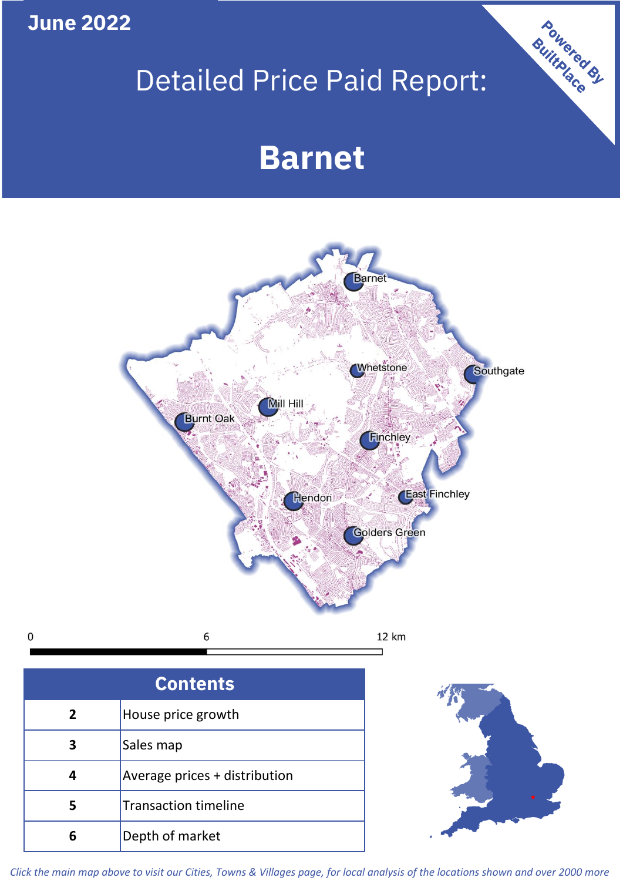**June 2022**

# Detailed Price Paid Report:

# Barnet

Powered By BuiltPlace

Barnet, Whetstone, Southgate, Mill Hill, Burnt Oak, Finchley, Hendon, East Finchley, Golders Green

0 | 6 | 12 km

| Contents | |
|---|---|
| 2 | House price growth |
| 3 | Sales map |
| 4 | Average prices + distribution |
| 5 | Transaction timeline |
| 6 | Depth of market |

*Click the main map above to visit our Cities, Towns & Villages page, for local analysis of the locations shown and over 2000 more*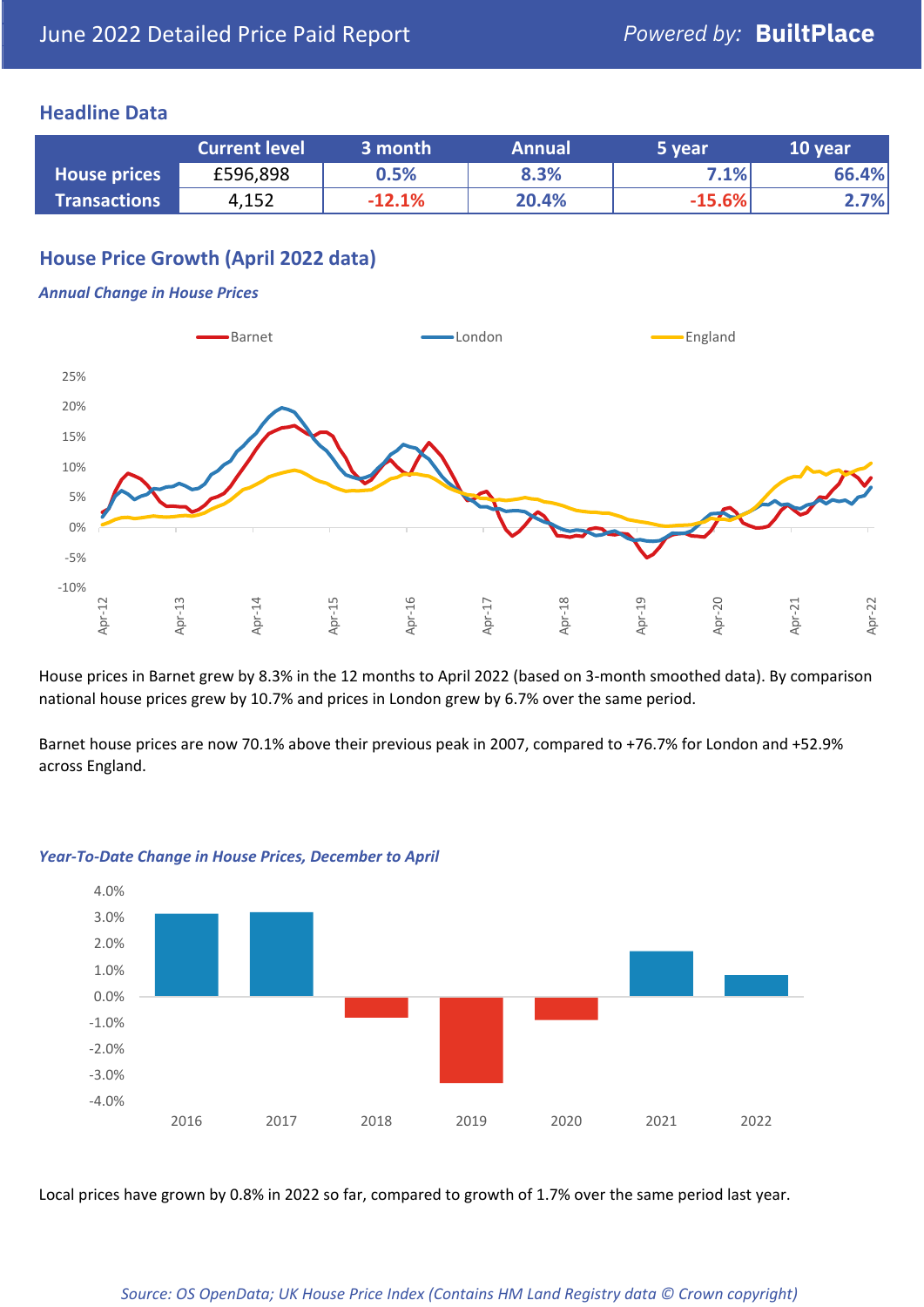June 2022 Detailed Price Paid Report

## Headline Data

| | Current level | 3 month | Annual | 5 year | 10 year |
|---|---|---|---|---|---|
| **House prices** | £596,898 | 0.5% | 8.3% | 7.1% | 66.4% |
| **Transactions** | 4,152 | -12.1% | 20.4% | -15.6% | 2.7% |

## House Price Growth (April 2022 data)

***Annual Change in House Prices***

House prices in Barnet grew by 8.3% in the 12 months to April 2022 (based on 3-month smoothed data). By comparison national house prices grew by 10.7% and prices in London grew by 6.7% over the same period.

Barnet house prices are now 70.1% above their previous peak in 2007, compared to +76.7% for London and +52.9% across England.

***Year-To-Date Change in House Prices, December to April***

Local prices have grown by 0.8% in 2022 so far, compared to growth of 1.7% over the same period last year.

*Source: OS OpenData; UK House Price Index (Contains HM Land Registry data © Crown copyright)*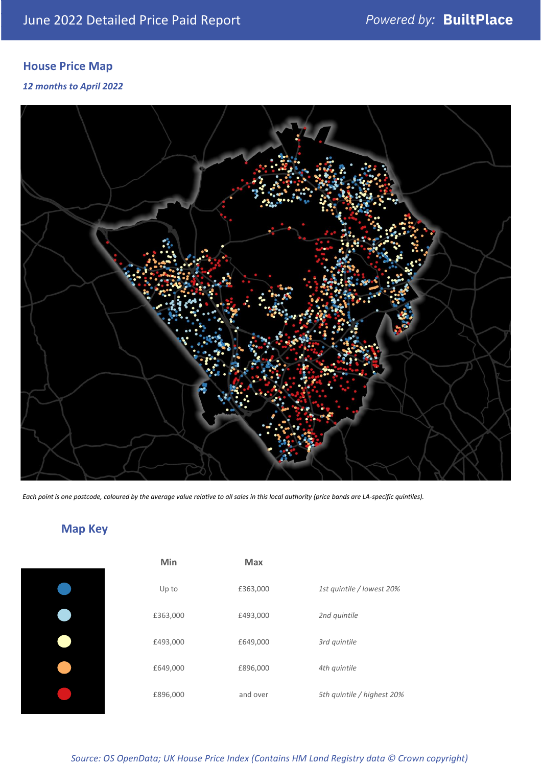June 2022 Detailed Price Paid Report — *Powered by:* **BuiltPlace**

## House Price Map

*12 months to April 2022*

*Each point is one postcode, coloured by the average value relative to all sales in this local authority (price bands are LA-specific quintiles).*

## Map Key

| | Min | Max | |
|---|---|---|---|
| | Up to | £363,000 | *1st quintile / lowest 20%* |
| | £363,000 | £493,000 | *2nd quintile* |
| | £493,000 | £649,000 | *3rd quintile* |
| | £649,000 | £896,000 | *4th quintile* |
| | £896,000 | and over | *5th quintile / highest 20%* |

*Source: OS OpenData; UK House Price Index (Contains HM Land Registry data © Crown copyright)*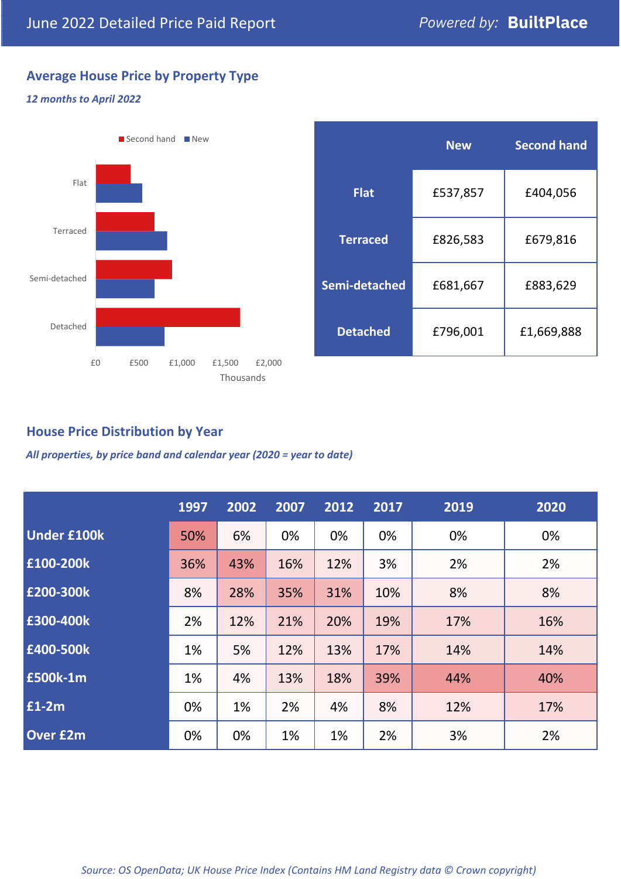June 2022 Detailed Price Paid Report

*Powered by:* **BuiltPlace**

## Average House Price by Property Type

***12 months to April 2022***

| | New | Second hand |
|---|---|---|
| **Flat** | £537,857 | £404,056 |
| **Terraced** | £826,583 | £679,816 |
| **Semi-detached** | £681,667 | £883,629 |
| **Detached** | £796,001 | £1,669,888 |

## House Price Distribution by Year

***All properties, by price band and calendar year (2020 = year to date)***

| | 1997 | 2002 | 2007 | 2012 | 2017 | 2019 | 2020 |
|---|---|---|---|---|---|---|---|
| **Under £100k** | 50% | 6% | 0% | 0% | 0% | 0% | 0% |
| **£100-200k** | 36% | 43% | 16% | 12% | 3% | 2% | 2% |
| **£200-300k** | 8% | 28% | 35% | 31% | 10% | 8% | 8% |
| **£300-400k** | 2% | 12% | 21% | 20% | 19% | 17% | 16% |
| **£400-500k** | 1% | 5% | 12% | 13% | 17% | 14% | 14% |
| **£500k-1m** | 1% | 4% | 13% | 18% | 39% | 44% | 40% |
| **£1-2m** | 0% | 1% | 2% | 4% | 8% | 12% | 17% |
| **Over £2m** | 0% | 0% | 1% | 1% | 2% | 3% | 2% |

*Source: OS OpenData; UK House Price Index (Contains HM Land Registry data © Crown copyright)*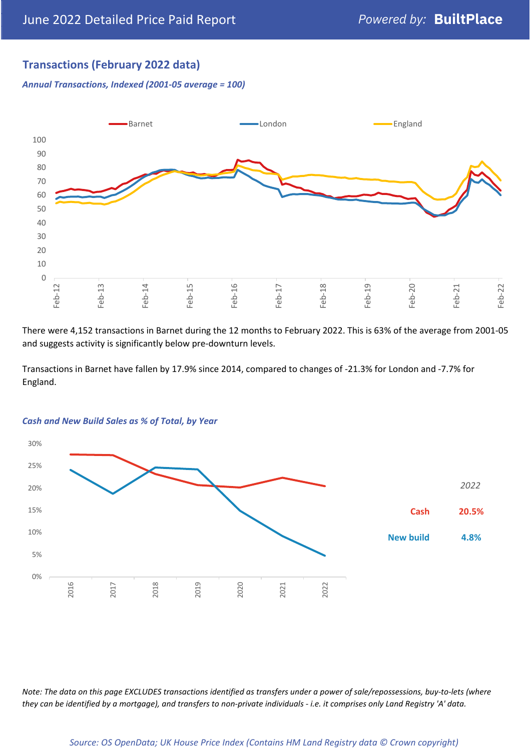## Transactions (February 2022 data)

***Annual Transactions, Indexed (2001-05 average = 100)***

There were 4,152 transactions in Barnet during the 12 months to February 2022. This is 63% of the average from 2001-05 and suggests activity is significantly below pre-downturn levels.

Transactions in Barnet have fallen by 17.9% since 2014, compared to changes of -21.3% for London and -7.7% for England.

***Cash and New Build Sales as % of Total, by Year***

| 2022 | |
|---|---|
| Cash | 20.5% |
| New build | 4.8% |

*Note: The data on this page EXCLUDES transactions identified as transfers under a power of sale/repossessions, buy-to-lets (where they can be identified by a mortgage), and transfers to non-private individuals - i.e. it comprises only Land Registry 'A' data.*

*Source: OS OpenData; UK House Price Index (Contains HM Land Registry data © Crown copyright)*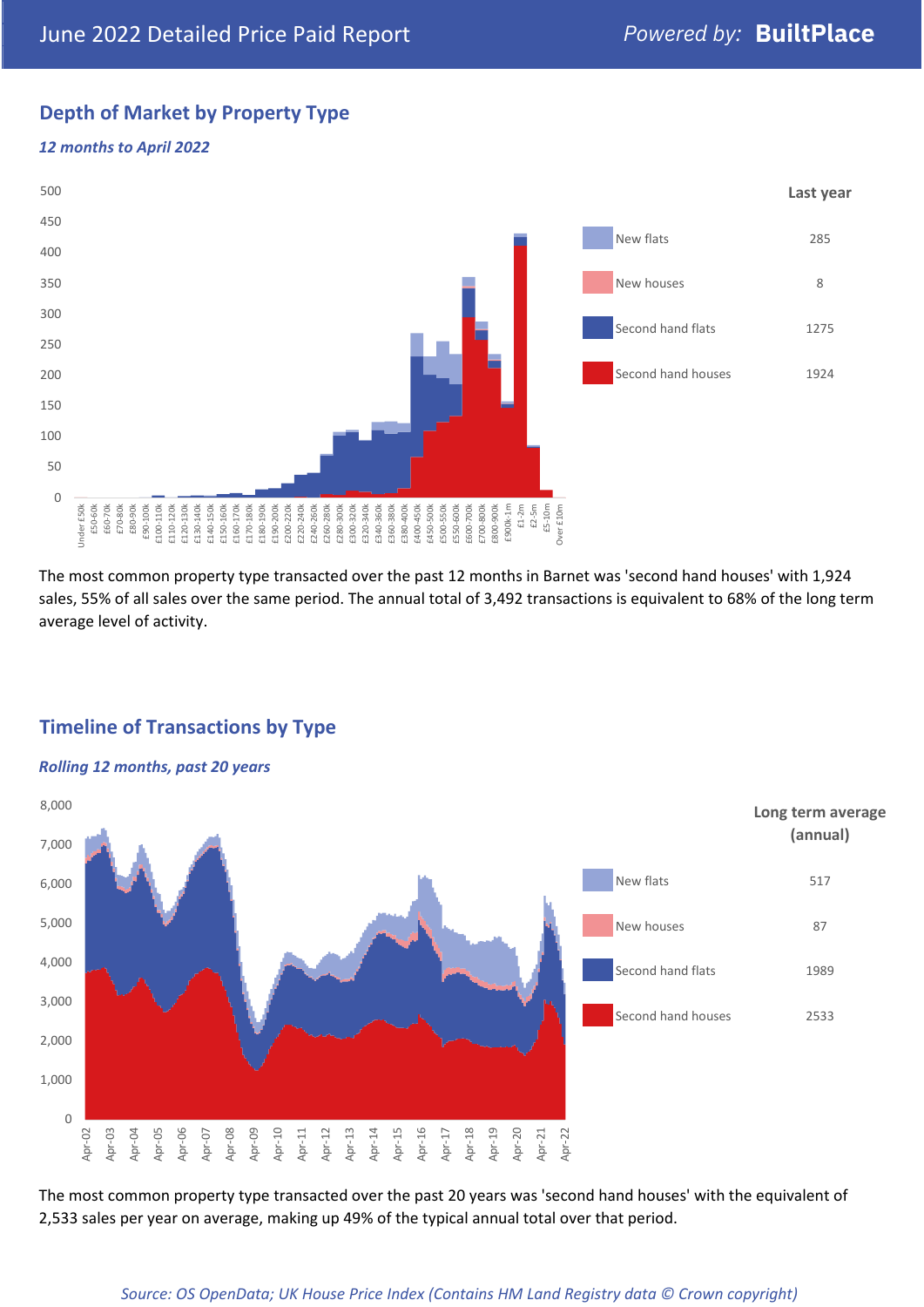June 2022 Detailed Price Paid Report

*Powered by:* **BuiltPlace**

## Depth of Market by Property Type

*12 months to April 2022*

500
450
400
350
300
250
200
150
100
50
0

Under £50k, £50-60k, £60-70k, £70-80k, £80-90k, £90-100k, £100-110k, £110-120k, £120-130k, £130-140k, £140-150k, £150-160k, £160-170k, £170-180k, £180-190k, £190-200k, £200-220k, £220-240k, £240-260k, £260-280k, £280-300k, £300-320k, £320-340k, £340-360k, £360-380k, £380-400k, £400-450k, £450-500k, £500-550k, £550-600k, £600-700k, £700-800k, £800-900k, £900k-1m, £1-2m, £2-5m, £5-10m, Over £10m

Last year

New flats 285

New houses 8

Second hand flats 1275

Second hand houses 1924

The most common property type transacted over the past 12 months in Barnet was 'second hand houses' with 1,924 sales, 55% of all sales over the same period. The annual total of 3,492 transactions is equivalent to 68% of the long term average level of activity.

## Timeline of Transactions by Type

*Rolling 12 months, past 20 years*

8,000
7,000
6,000
5,000
4,000
3,000
2,000
1,000
0

Apr-02, Apr-03, Apr-04, Apr-05, Apr-06, Apr-07, Apr-08, Apr-09, Apr-10, Apr-11, Apr-12, Apr-13, Apr-14, Apr-15, Apr-16, Apr-17, Apr-18, Apr-19, Apr-20, Apr-21, Apr-22

Long term average (annual)

New flats 517

New houses 87

Second hand flats 1989

Second hand houses 2533

The most common property type transacted over the past 20 years was 'second hand houses' with the equivalent of 2,533 sales per year on average, making up 49% of the typical annual total over that period.

*Source: OS OpenData; UK House Price Index (Contains HM Land Registry data © Crown copyright)*